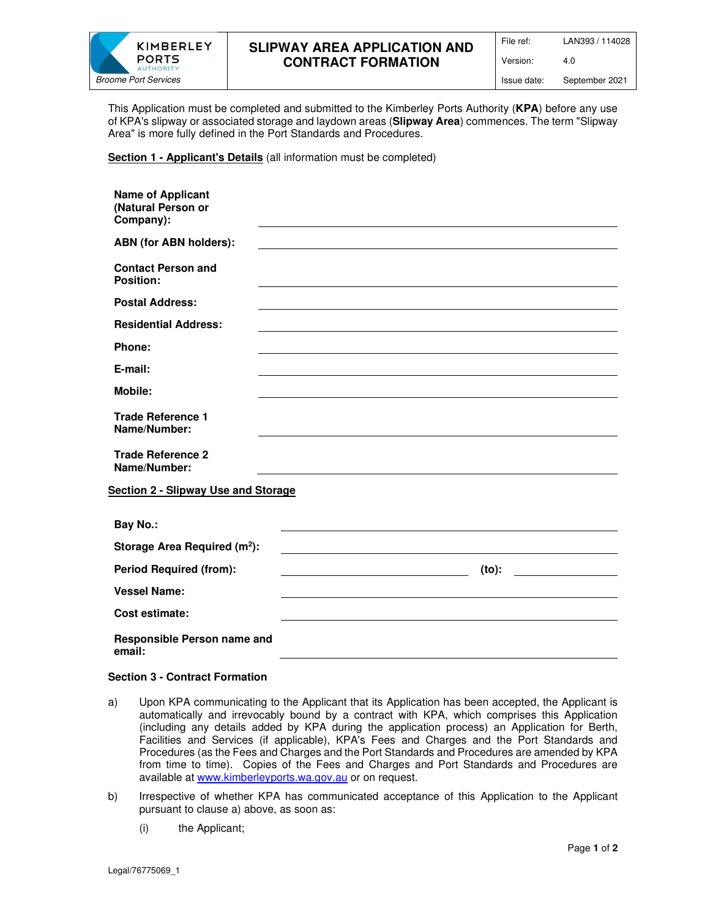| KIMBERLEY PORTS AUTHORITY *Broome Port Services* | **SLIPWAY AREA APPLICATION AND CONTRACT FORMATION** | File ref: | LAN393 / 114028 |
|---|---|---|---|
| | | Version: | 4.0 |
| | | Issue date: | September 2021 |

This Application must be completed and submitted to the Kimberley Ports Authority (**KPA**) before any use of KPA's slipway or associated storage and laydown areas (**Slipway Area**) commences. The term "Slipway Area" is more fully defined in the Port Standards and Procedures.

**Section 1 - Applicant's Details** (all information must be completed)

**Name of Applicant (Natural Person or Company):** ______________________________

**ABN (for ABN holders):** ______________________________

**Contact Person and Position:** ______________________________

**Postal Address:** ______________________________

**Residential Address:** ______________________________

**Phone:** ______________________________

**E-mail:** ______________________________

**Mobile:** ______________________________

**Trade Reference 1 Name/Number:** ______________________________

**Trade Reference 2 Name/Number:** ______________________________

**Section 2 - Slipway Use and Storage**

**Bay No.:** ______________________________

**Storage Area Required (m$^2$):** ______________________________

**Period Required (from):** ____________________ **(to):** ____________________

**Vessel Name:** ______________________________

**Cost estimate:** ______________________________

**Responsible Person name and email:** ______________________________

**Section 3 - Contract Formation**

a) Upon KPA communicating to the Applicant that its Application has been accepted, the Applicant is automatically and irrevocably bound by a contract with KPA, which comprises this Application (including any details added by KPA during the application process) an Application for Berth, Facilities and Services (if applicable), KPA's Fees and Charges and the Port Standards and Procedures (as the Fees and Charges and the Port Standards and Procedures are amended by KPA from time to time). Copies of the Fees and Charges and Port Standards and Procedures are available at www.kimberleyports.wa.gov.au or on request.

b) Irrespective of whether KPA has communicated acceptance of this Application to the Applicant pursuant to clause a) above, as soon as:

(i) the Applicant;

Legal/76775069_1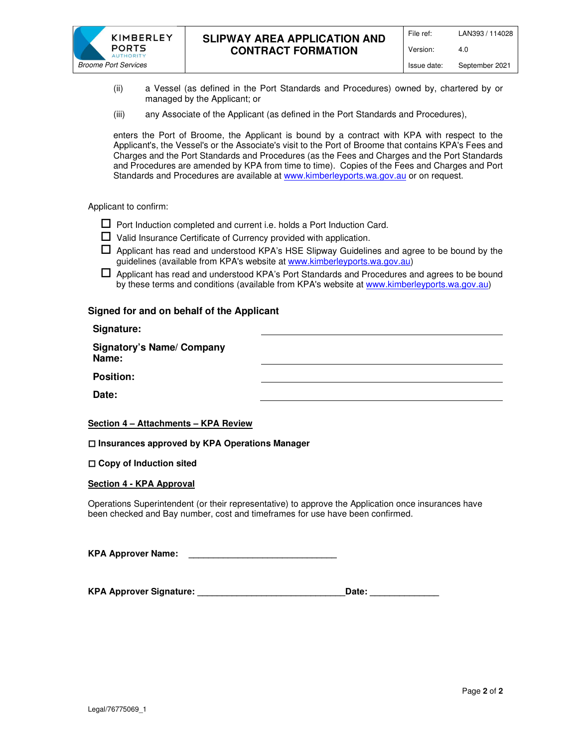(ii) a Vessel (as defined in the Port Standards and Procedures) owned by, chartered by or managed by the Applicant; or

(iii) any Associate of the Applicant (as defined in the Port Standards and Procedures),

enters the Port of Broome, the Applicant is bound by a contract with KPA with respect to the Applicant's, the Vessel's or the Associate's visit to the Port of Broome that contains KPA's Fees and Charges and the Port Standards and Procedures (as the Fees and Charges and the Port Standards and Procedures are amended by KPA from time to time). Copies of the Fees and Charges and Port Standards and Procedures are available at www.kimberleyports.wa.gov.au or on request.

Applicant to confirm:

- ☐ Port Induction completed and current i.e. holds a Port Induction Card.
- ☐ Valid Insurance Certificate of Currency provided with application.
- ☐ Applicant has read and understood KPA's HSE Slipway Guidelines and agree to be bound by the guidelines (available from KPA's website at www.kimberleyports.wa.gov.au)
- ☐ Applicant has read and understood KPA's Port Standards and Procedures and agrees to be bound by these terms and conditions (available from KPA's website at www.kimberleyports.wa.gov.au)

**Signed for and on behalf of the Applicant**

**Signature:** ______________________________

**Signatory's Name/ Company Name:** ______________________________

**Position:** ______________________________

**Date:** ______________________________

**Section 4 – Attachments – KPA Review**

**☐ Insurances approved by KPA Operations Manager**

**☐ Copy of Induction sited**

**Section 4 - KPA Approval**

Operations Superintendent (or their representative) to approve the Application once insurances have been checked and Bay number, cost and timeframes for use have been confirmed.

**KPA Approver Name:** ______________________________

**KPA Approver Signature:** ______________________________**Date:** ______________

Legal/76775069_1